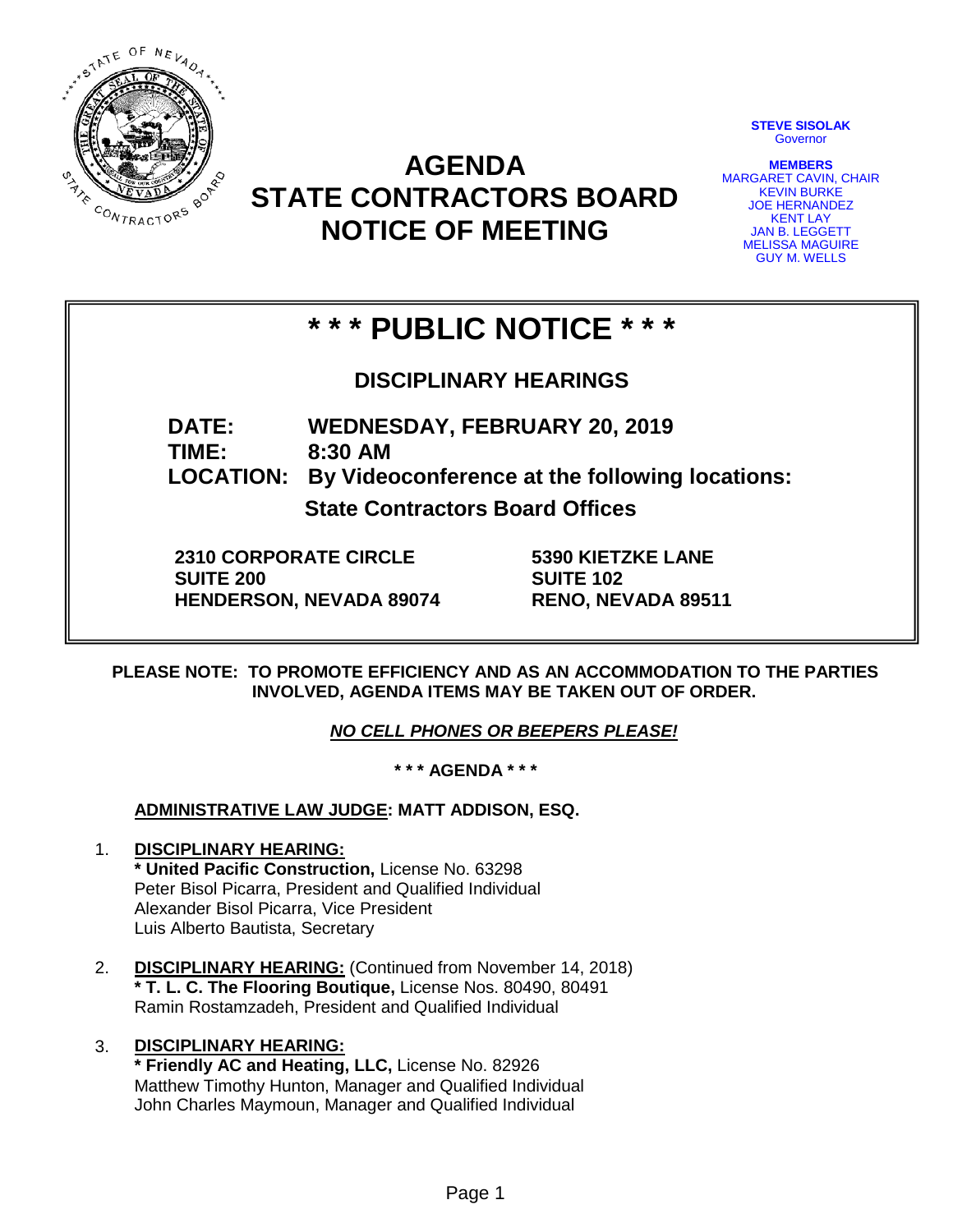# AGENDA
# STATE CONTRACTORS BOARD
# NOTICE OF MEETING

**STEVE SISOLAK**
Governor

**MEMBERS**
MARGARET CAVIN, CHAIR
KEVIN BURKE
JOE HERNANDEZ
KENT LAY
JAN B. LEGGETT
MELISSA MAGUIRE
GUY M. WELLS

## * * * PUBLIC NOTICE * * *

### DISCIPLINARY HEARINGS

**DATE:** WEDNESDAY, FEBRUARY 20, 2019
**TIME:** 8:30 AM
**LOCATION:** By Videoconference at the following locations:

**State Contractors Board Offices**

**2310 CORPORATE CIRCLE**
**SUITE 200**
**HENDERSON, NEVADA 89074**

**5390 KIETZKE LANE**
**SUITE 102**
**RENO, NEVADA 89511**

**PLEASE NOTE: TO PROMOTE EFFICIENCY AND AS AN ACCOMMODATION TO THE PARTIES INVOLVED, AGENDA ITEMS MAY BE TAKEN OUT OF ORDER.**

***NO CELL PHONES OR BEEPERS PLEASE!***

**\* \* \* AGENDA \* \* \***

**ADMINISTRATIVE LAW JUDGE: MATT ADDISON, ESQ.**

1. **DISCIPLINARY HEARING:**
   **\* United Pacific Construction,** License No. 63298
   Peter Bisol Picarra, President and Qualified Individual
   Alexander Bisol Picarra, Vice President
   Luis Alberto Bautista, Secretary

2. **DISCIPLINARY HEARING:** (Continued from November 14, 2018)
   **\* T. L. C. The Flooring Boutique,** License Nos. 80490, 80491
   Ramin Rostamzadeh, President and Qualified Individual

3. **DISCIPLINARY HEARING:**
   **\* Friendly AC and Heating, LLC,** License No. 82926
   Matthew Timothy Hunton, Manager and Qualified Individual
   John Charles Maymoun, Manager and Qualified Individual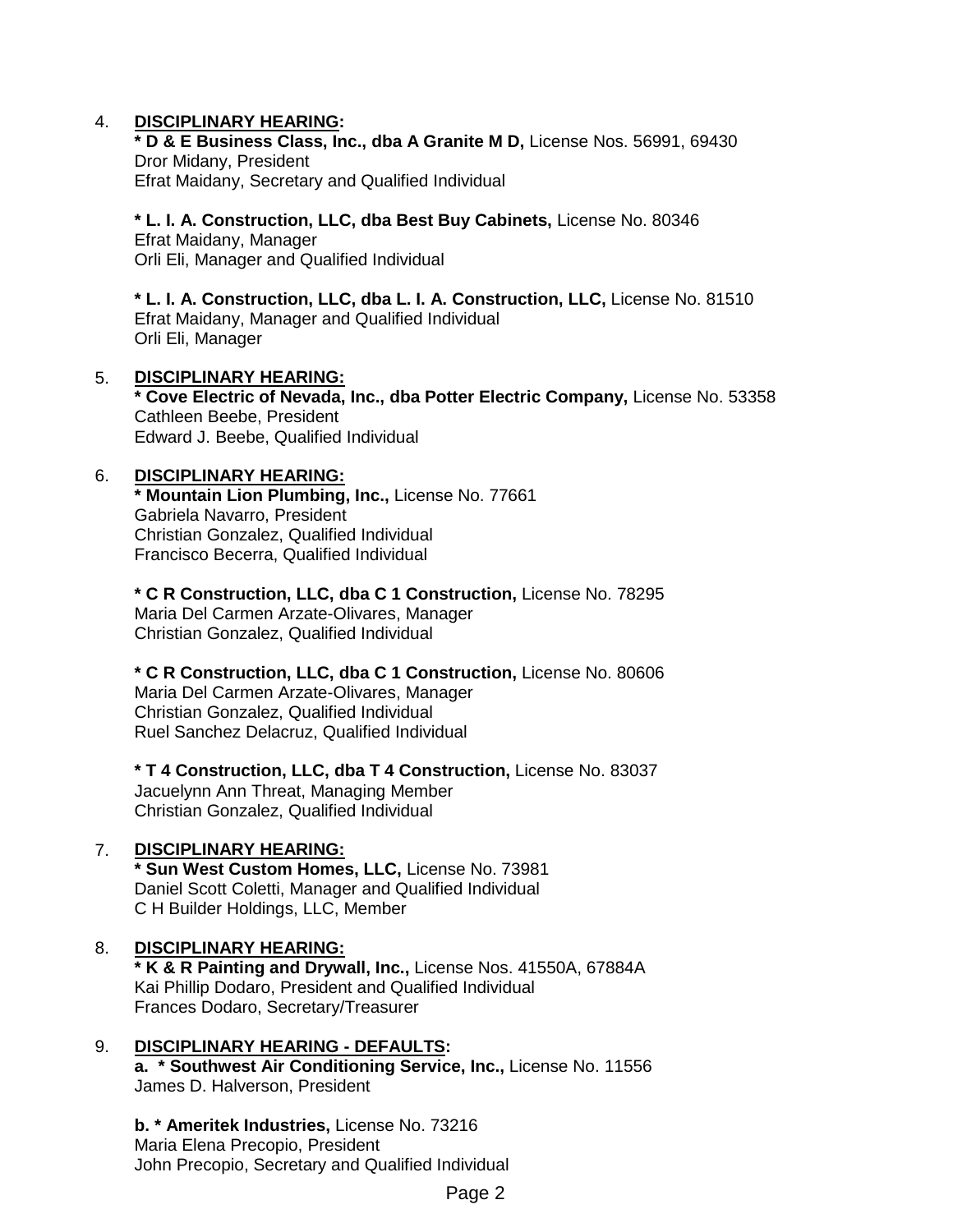4. **DISCIPLINARY HEARING:**

   **\* D & E Business Class, Inc., dba A Granite M D,** License Nos. 56991, 69430
   Dror Midany, President
   Efrat Maidany, Secretary and Qualified Individual

   **\* L. I. A. Construction, LLC, dba Best Buy Cabinets,** License No. 80346
   Efrat Maidany, Manager
   Orli Eli, Manager and Qualified Individual

   **\* L. I. A. Construction, LLC, dba L. I. A. Construction, LLC,** License No. 81510
   Efrat Maidany, Manager and Qualified Individual
   Orli Eli, Manager

5. **DISCIPLINARY HEARING:**

   **\* Cove Electric of Nevada, Inc., dba Potter Electric Company,** License No. 53358
   Cathleen Beebe, President
   Edward J. Beebe, Qualified Individual

6. **DISCIPLINARY HEARING:**

   **\* Mountain Lion Plumbing, Inc.,** License No. 77661
   Gabriela Navarro, President
   Christian Gonzalez, Qualified Individual
   Francisco Becerra, Qualified Individual

   **\* C R Construction, LLC, dba C 1 Construction,** License No. 78295
   Maria Del Carmen Arzate-Olivares, Manager
   Christian Gonzalez, Qualified Individual

   **\* C R Construction, LLC, dba C 1 Construction,** License No. 80606
   Maria Del Carmen Arzate-Olivares, Manager
   Christian Gonzalez, Qualified Individual
   Ruel Sanchez Delacruz, Qualified Individual

   **\* T 4 Construction, LLC, dba T 4 Construction,** License No. 83037
   Jacuelynn Ann Threat, Managing Member
   Christian Gonzalez, Qualified Individual

7. **DISCIPLINARY HEARING:**

   **\* Sun West Custom Homes, LLC,** License No. 73981
   Daniel Scott Coletti, Manager and Qualified Individual
   C H Builder Holdings, LLC, Member

8. **DISCIPLINARY HEARING:**

   **\* K & R Painting and Drywall, Inc.,** License Nos. 41550A, 67884A
   Kai Phillip Dodaro, President and Qualified Individual
   Frances Dodaro, Secretary/Treasurer

9. **DISCIPLINARY HEARING - DEFAULTS:**

   **a. \* Southwest Air Conditioning Service, Inc.,** License No. 11556
   James D. Halverson, President

   **b. \* Ameritek Industries,** License No. 73216
   Maria Elena Precopio, President
   John Precopio, Secretary and Qualified Individual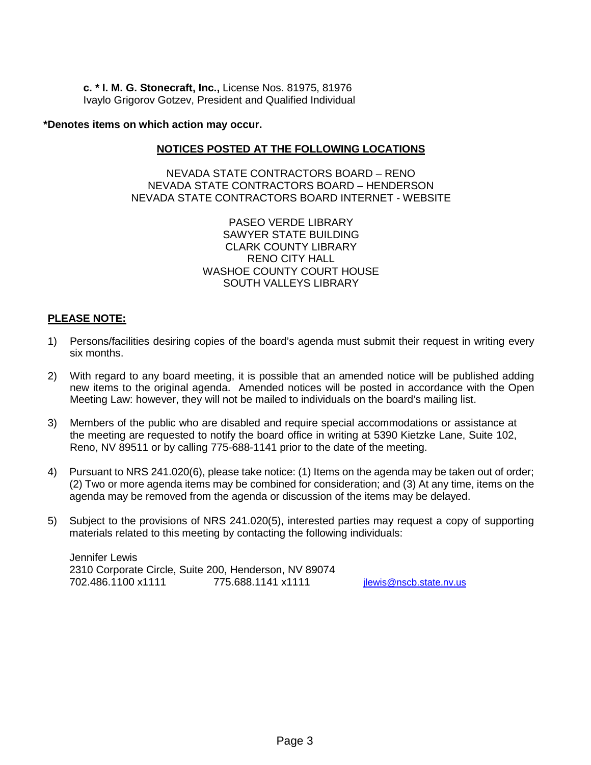**c. * I. M. G. Stonecraft, Inc.,** License Nos. 81975, 81976
Ivaylo Grigorov Gotzev, President and Qualified Individual

***Denotes items on which action may occur.**

**NOTICES POSTED AT THE FOLLOWING LOCATIONS**

NEVADA STATE CONTRACTORS BOARD – RENO
NEVADA STATE CONTRACTORS BOARD – HENDERSON
NEVADA STATE CONTRACTORS BOARD INTERNET - WEBSITE

PASEO VERDE LIBRARY
SAWYER STATE BUILDING
CLARK COUNTY LIBRARY
RENO CITY HALL
WASHOE COUNTY COURT HOUSE
SOUTH VALLEYS LIBRARY

**PLEASE NOTE:**

1) Persons/facilities desiring copies of the board's agenda must submit their request in writing every six months.

2) With regard to any board meeting, it is possible that an amended notice will be published adding new items to the original agenda. Amended notices will be posted in accordance with the Open Meeting Law: however, they will not be mailed to individuals on the board's mailing list.

3) Members of the public who are disabled and require special accommodations or assistance at the meeting are requested to notify the board office in writing at 5390 Kietzke Lane, Suite 102, Reno, NV 89511 or by calling 775-688-1141 prior to the date of the meeting.

4) Pursuant to NRS 241.020(6), please take notice: (1) Items on the agenda may be taken out of order; (2) Two or more agenda items may be combined for consideration; and (3) At any time, items on the agenda may be removed from the agenda or discussion of the items may be delayed.

5) Subject to the provisions of NRS 241.020(5), interested parties may request a copy of supporting materials related to this meeting by contacting the following individuals:

   Jennifer Lewis
   2310 Corporate Circle, Suite 200, Henderson, NV 89074
   702.486.1100 x1111    775.688.1141 x1111    jlewis@nscb.state.nv.us